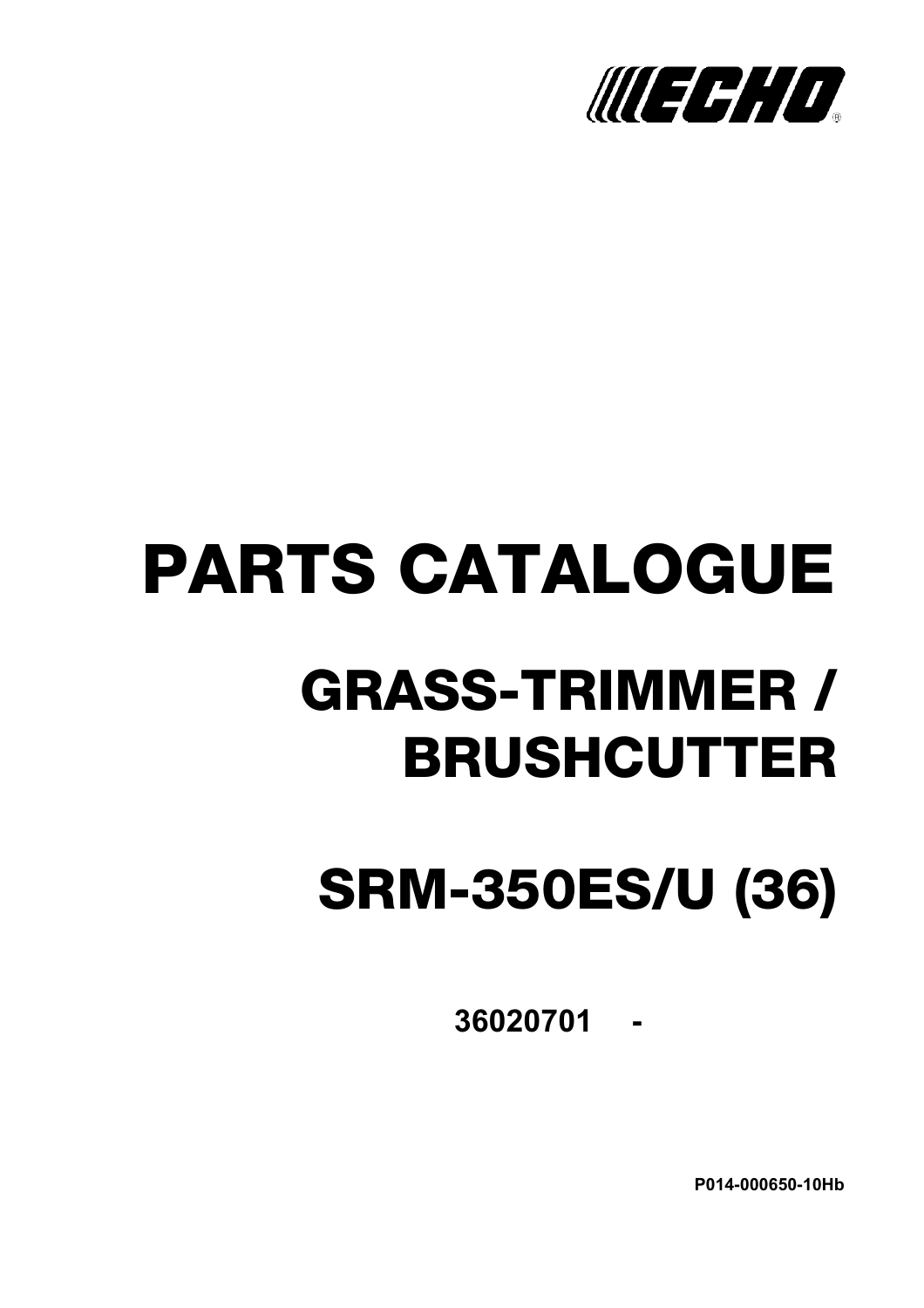ECHO®

# PARTS CATALOGUE

## GRASS-TRIMMER / BRUSHCUTTER

## SRM-350ES/U (36)

**36020701 -**

**P014-000650-10Hb**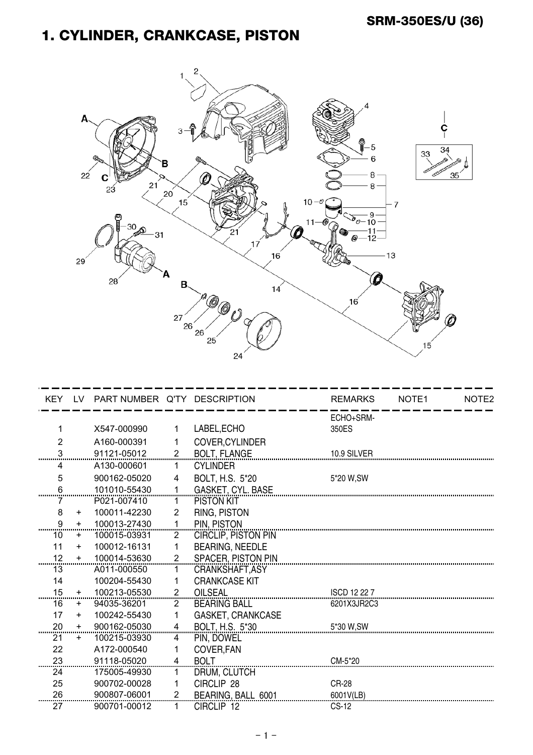# 1. CYLINDER, CRANKCASE, PISTON

| KEY | LV | PART NUMBER | Q'TY | DESCRIPTION | REMARKS | NOTE1 | NOTE2 |
|---|---|---|---|---|---|---|---|
| 1 | | X547-000990 | 1 | LABEL,ECHO | ECHO+SRM-350ES | | |
| 2 | | A160-000391 | 1 | COVER,CYLINDER | | | |
| 3 | | 91121-05012 | 2 | BOLT, FLANGE | 10.9 SILVER | | |
| 4 | | A130-000601 | 1 | CYLINDER | | | |
| 5 | | 900162-05020 | 4 | BOLT, H.S. 5*20 | 5*20 W,SW | | |
| 6 | | 101010-55430 | 1 | GASKET, CYL. BASE | | | |
| 7 | | P021-007410 | 1 | PISTON KIT | | | |
| 8 | + | 100011-42230 | 2 | RING, PISTON | | | |
| 9 | + | 100013-27430 | 1 | PIN, PISTON | | | |
| 10 | + | 100015-03931 | 2 | CIRCLIP, PISTON PIN | | | |
| 11 | + | 100012-16131 | 1 | BEARING, NEEDLE | | | |
| 12 | + | 100014-53630 | 2 | SPACER, PISTON PIN | | | |
| 13 | | A011-000550 | 1 | CRANKSHAFT,ASY | | | |
| 14 | | 100204-55430 | 1 | CRANKCASE KIT | | | |
| 15 | + | 100213-05530 | 2 | OILSEAL | ISCD 12 22 7 | | |
| 16 | + | 94035-36201 | 2 | BEARING BALL | 6201X3JR2C3 | | |
| 17 | + | 100242-55430 | 1 | GASKET, CRANKCASE | | | |
| 20 | + | 900162-05030 | 4 | BOLT, H.S. 5*30 | 5*30 W,SW | | |
| 21 | + | 100215-03930 | 4 | PIN, DOWEL | | | |
| 22 | | A172-000540 | 1 | COVER,FAN | | | |
| 23 | | 91118-05020 | 4 | BOLT | CM-5*20 | | |
| 24 | | 175005-49930 | 1 | DRUM, CLUTCH | | | |
| 25 | | 900702-00028 | 1 | CIRCLIP 28 | CR-28 | | |
| 26 | | 900807-06001 | 2 | BEARING, BALL 6001 | 6001V(LB) | | |
| 27 | | 900701-00012 | 1 | CIRCLIP 12 | CS-12 | | |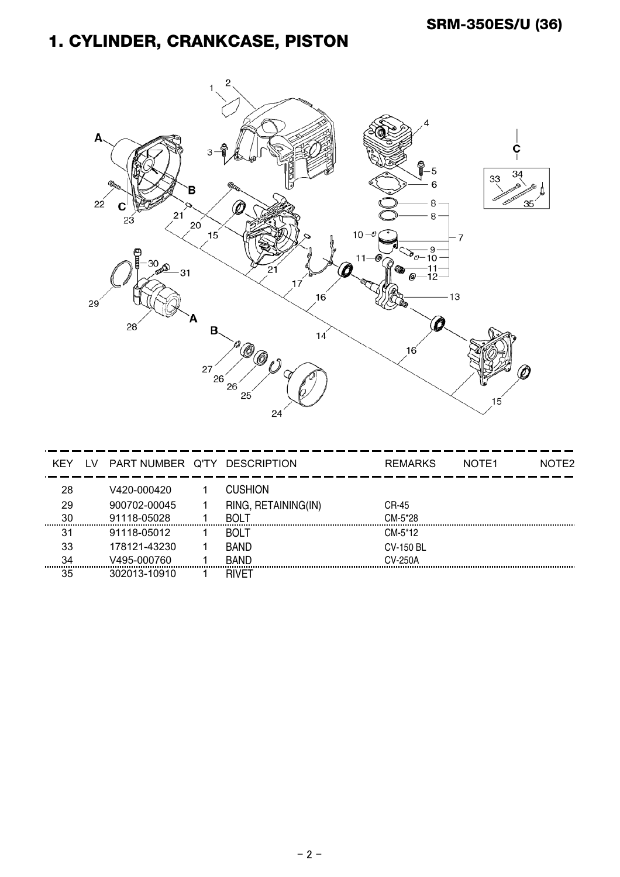# 1. CYLINDER, CRANKCASE, PISTON

| KEY | LV | PART NUMBER | Q'TY | DESCRIPTION | REMARKS | NOTE1 | NOTE2 |
|---|---|---|---|---|---|---|---|
| 28 | | V420-000420 | 1 | CUSHION | | | |
| 29 | | 900702-00045 | 1 | RING, RETAINING(IN) | CR-45 | | |
| 30 | | 91118-05028 | 1 | BOLT | CM-5*28 | | |
| 31 | | 91118-05012 | 1 | BOLT | CM-5*12 | | |
| 33 | | 178121-43230 | 1 | BAND | CV-150 BL | | |
| 34 | | V495-000760 | 1 | BAND | CV-250A | | |
| 35 | | 302013-10910 | 1 | RIVET | | | |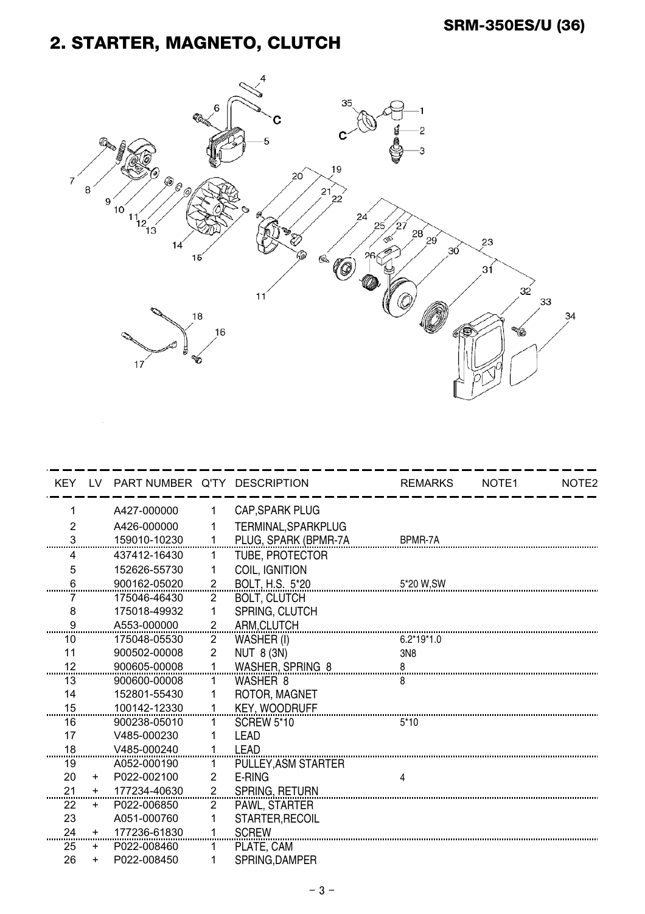## 2. STARTER, MAGNETO, CLUTCH

| KEY | LV | PART NUMBER | Q'TY | DESCRIPTION | REMARKS | NOTE1 | NOTE2 |
|---|---|---|---|---|---|---|---|
| 1 | | A427-000000 | 1 | CAP,SPARK PLUG | | | |
| 2 | | A426-000000 | 1 | TERMINAL,SPARKPLUG | | | |
| 3 | | 159010-10230 | 1 | PLUG, SPARK (BPMR-7A | BPMR-7A | | |
| 4 | | 437412-16430 | 1 | TUBE, PROTECTOR | | | |
| 5 | | 152626-55730 | 1 | COIL, IGNITION | | | |
| 6 | | 900162-05020 | 2 | BOLT, H.S. 5*20 | 5*20 W,SW | | |
| 7 | | 175046-46430 | 2 | BOLT, CLUTCH | | | |
| 8 | | 175018-49932 | 1 | SPRING, CLUTCH | | | |
| 9 | | A553-000000 | 2 | ARM,CLUTCH | | | |
| 10 | | 175048-05530 | 2 | WASHER (I) | 6.2*19*1.0 | | |
| 11 | | 900502-00008 | 2 | NUT 8 (3N) | 3N8 | | |
| 12 | | 900605-00008 | 1 | WASHER, SPRING 8 | 8 | | |
| 13 | | 900600-00008 | 1 | WASHER 8 | 8 | | |
| 14 | | 152801-55430 | 1 | ROTOR, MAGNET | | | |
| 15 | | 100142-12330 | 1 | KEY, WOODRUFF | | | |
| 16 | | 900238-05010 | 1 | SCREW 5*10 | 5*10 | | |
| 17 | | V485-000230 | 1 | LEAD | | | |
| 18 | | V485-000240 | 1 | LEAD | | | |
| 19 | | A052-000190 | 1 | PULLEY,ASM STARTER | | | |
| 20 | + | P022-002100 | 2 | E-RING | 4 | | |
| 21 | + | 177234-40630 | 2 | SPRING, RETURN | | | |
| 22 | + | P022-006850 | 2 | PAWL, STARTER | | | |
| 23 | | A051-000760 | 1 | STARTER,RECOIL | | | |
| 24 | + | 177236-61830 | 1 | SCREW | | | |
| 25 | + | P022-008460 | 1 | PLATE, CAM | | | |
| 26 | + | P022-008450 | 1 | SPRING,DAMPER | | | |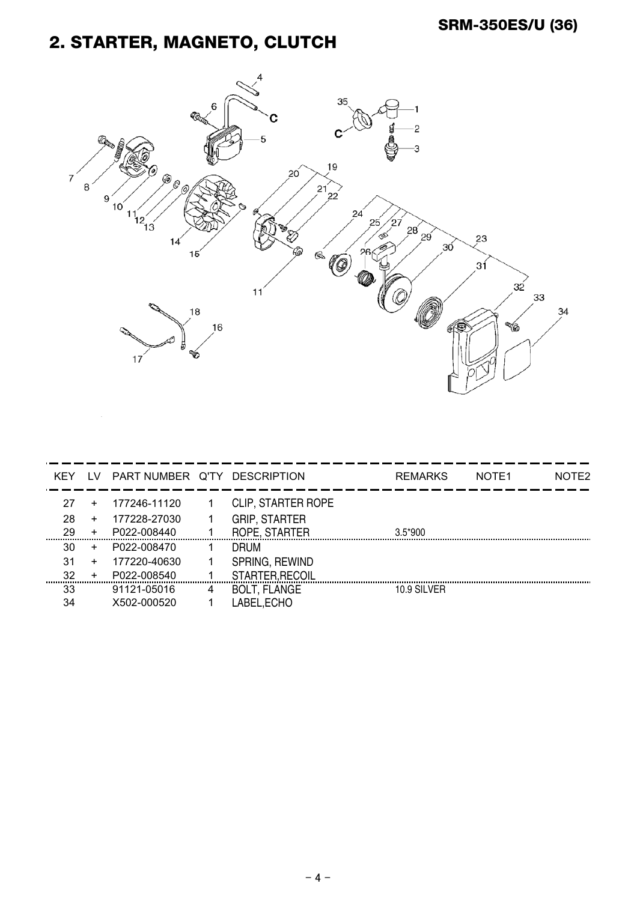## 2. STARTER, MAGNETO, CLUTCH

| KEY | LV | PART NUMBER | Q'TY | DESCRIPTION | REMARKS | NOTE1 | NOTE2 |
|---|---|---|---|---|---|---|---|
| 27 | + | 177246-11120 | 1 | CLIP, STARTER ROPE | | | |
| 28 | + | 177228-27030 | 1 | GRIP, STARTER | | | |
| 29 | + | P022-008440 | 1 | ROPE, STARTER | 3.5*900 | | |
| 30 | + | P022-008470 | 1 | DRUM | | | |
| 31 | + | 177220-40630 | 1 | SPRING, REWIND | | | |
| 32 | + | P022-008540 | 1 | STARTER,RECOIL | | | |
| 33 | | 91121-05016 | 4 | BOLT, FLANGE | 10.9 SILVER | | |
| 34 | | X502-000520 | 1 | LABEL,ECHO | | | |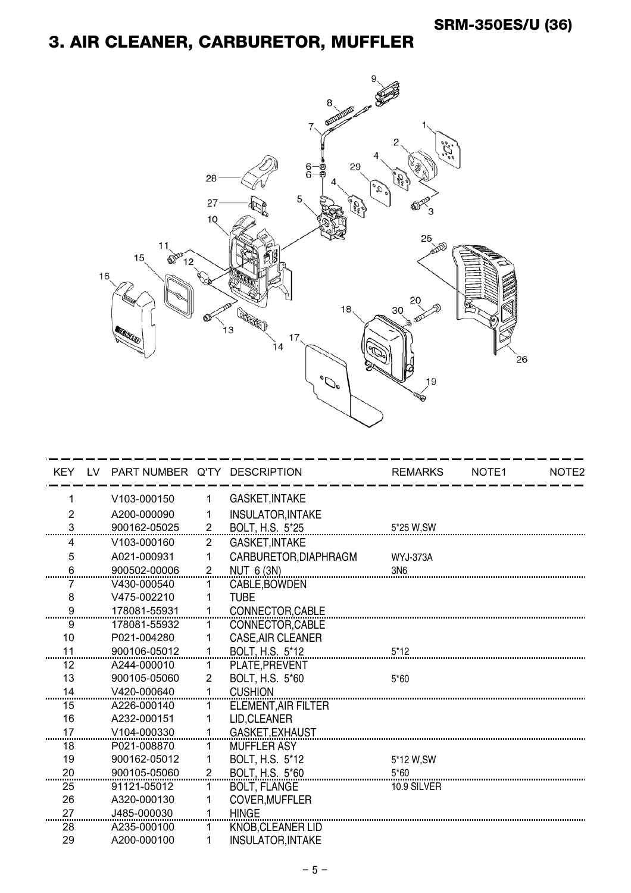## 3. AIR CLEANER, CARBURETOR, MUFFLER

| KEY | LV | PART NUMBER | Q'TY | DESCRIPTION | REMARKS | NOTE1 | NOTE2 |
|---|---|---|---|---|---|---|---|
| 1 | | V103-000150 | 1 | GASKET,INTAKE | | | |
| 2 | | A200-000090 | 1 | INSULATOR,INTAKE | | | |
| 3 | | 900162-05025 | 2 | BOLT, H.S. 5*25 | 5*25 W,SW | | |
| 4 | | V103-000160 | 2 | GASKET,INTAKE | | | |
| 5 | | A021-000931 | 1 | CARBURETOR,DIAPHRAGM | WYJ-373A | | |
| 6 | | 900502-00006 | 2 | NUT 6 (3N) | 3N6 | | |
| 7 | | V430-000540 | 1 | CABLE,BOWDEN | | | |
| 8 | | V475-002210 | 1 | TUBE | | | |
| 9 | | 178081-55931 | 1 | CONNECTOR,CABLE | | | |
| 9 | | 178081-55932 | 1 | CONNECTOR,CABLE | | | |
| 10 | | P021-004280 | 1 | CASE,AIR CLEANER | | | |
| 11 | | 900106-05012 | 1 | BOLT, H.S. 5*12 | 5*12 | | |
| 12 | | A244-000010 | 1 | PLATE,PREVENT | | | |
| 13 | | 900105-05060 | 2 | BOLT, H.S. 5*60 | 5*60 | | |
| 14 | | V420-000640 | 1 | CUSHION | | | |
| 15 | | A226-000140 | 1 | ELEMENT,AIR FILTER | | | |
| 16 | | A232-000151 | 1 | LID,CLEANER | | | |
| 17 | | V104-000330 | 1 | GASKET,EXHAUST | | | |
| 18 | | P021-008870 | 1 | MUFFLER ASY | | | |
| 19 | | 900162-05012 | 1 | BOLT, H.S. 5*12 | 5*12 W,SW | | |
| 20 | | 900105-05060 | 2 | BOLT, H.S. 5*60 | 5*60 | | |
| 25 | | 91121-05012 | 1 | BOLT, FLANGE | 10.9 SILVER | | |
| 26 | | A320-000130 | 1 | COVER,MUFFLER | | | |
| 27 | | J485-000030 | 1 | HINGE | | | |
| 28 | | A235-000100 | 1 | KNOB,CLEANER LID | | | |
| 29 | | A200-000100 | 1 | INSULATOR,INTAKE | | | |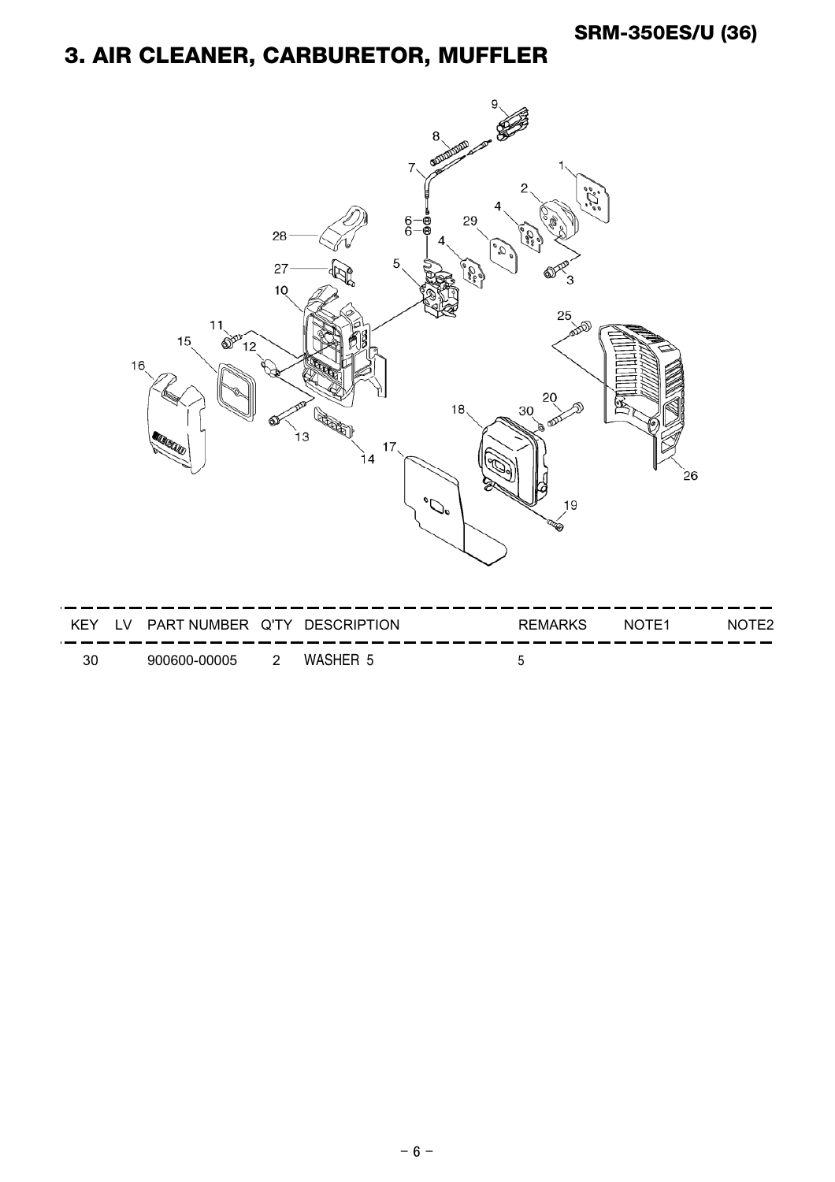## 3. AIR CLEANER, CARBURETOR, MUFFLER

| KEY | LV | PART NUMBER | Q'TY | DESCRIPTION | REMARKS | NOTE1 | NOTE2 |
|---|---|---|---|---|---|---|---|
| 30 | | 900600-00005 | 2 | WASHER 5 | 5 | | |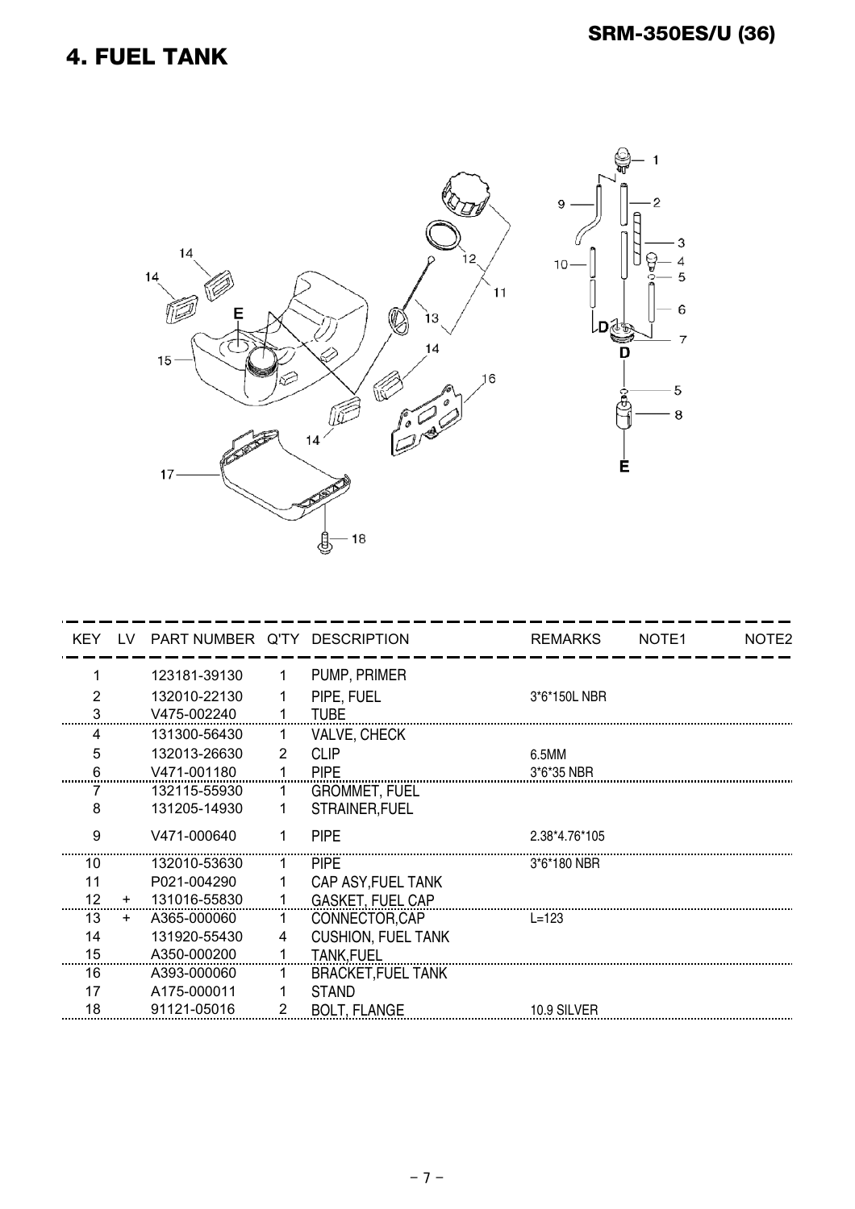# 4. FUEL TANK

**SRM-350ES/U (36)**

| KEY | LV | PART NUMBER | Q'TY | DESCRIPTION | REMARKS | NOTE1 | NOTE2 |
|---|---|---|---|---|---|---|---|
| 1 | | 123181-39130 | 1 | PUMP, PRIMER | | | |
| 2 | | 132010-22130 | 1 | PIPE, FUEL | 3*6*150L NBR | | |
| 3 | | V475-002240 | 1 | TUBE | | | |
| 4 | | 131300-56430 | 1 | VALVE, CHECK | | | |
| 5 | | 132013-26630 | 2 | CLIP | 6.5MM | | |
| 6 | | V471-001180 | 1 | PIPE | 3*6*35 NBR | | |
| 7 | | 132115-55930 | 1 | GROMMET, FUEL | | | |
| 8 | | 131205-14930 | 1 | STRAINER,FUEL | | | |
| 9 | | V471-000640 | 1 | PIPE | 2.38*4.76*105 | | |
| 10 | | 132010-53630 | 1 | PIPE | 3*6*180 NBR | | |
| 11 | | P021-004290 | 1 | CAP ASY,FUEL TANK | | | |
| 12 | + | 131016-55830 | 1 | GASKET, FUEL CAP | | | |
| 13 | + | A365-000060 | 1 | CONNECTOR,CAP | L=123 | | |
| 14 | | 131920-55430 | 4 | CUSHION, FUEL TANK | | | |
| 15 | | A350-000200 | 1 | TANK,FUEL | | | |
| 16 | | A393-000060 | 1 | BRACKET,FUEL TANK | | | |
| 17 | | A175-000011 | 1 | STAND | | | |
| 18 | | 91121-05016 | 2 | BOLT, FLANGE | 10.9 SILVER | | |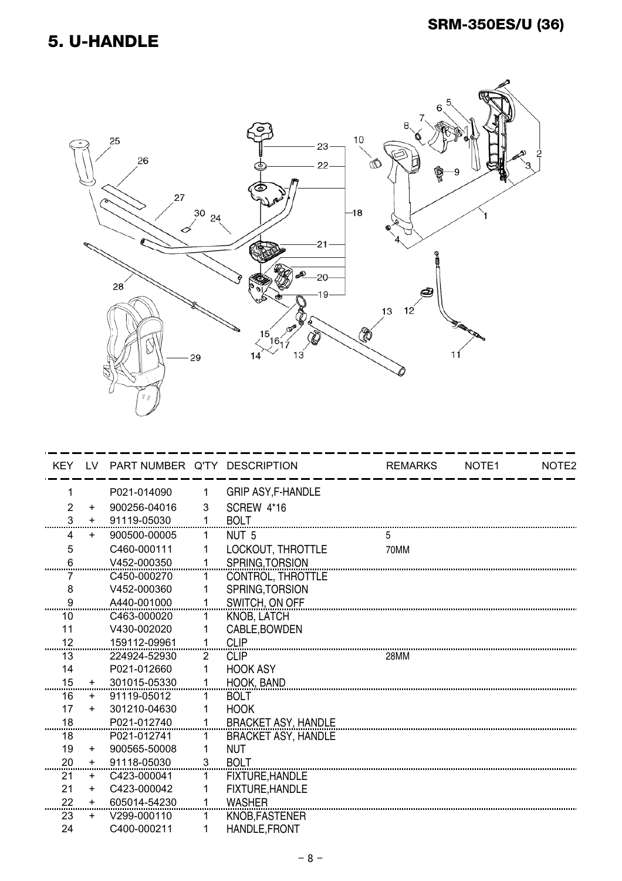## 5. U-HANDLE

SRM-350ES/U (36)

| KEY | LV | PART NUMBER | Q'TY | DESCRIPTION | REMARKS | NOTE1 | NOTE2 |
|---|---|---|---|---|---|---|---|
| 1 | | P021-014090 | 1 | GRIP ASY,F-HANDLE | | | |
| 2 | + | 900256-04016 | 3 | SCREW 4*16 | | | |
| 3 | + | 91119-05030 | 1 | BOLT | | | |
| 4 | + | 900500-00005 | 1 | NUT 5 | 5 | | |
| 5 | | C460-000111 | 1 | LOCKOUT, THROTTLE | 70MM | | |
| 6 | | V452-000350 | 1 | SPRING,TORSION | | | |
| 7 | | C450-000270 | 1 | CONTROL, THROTTLE | | | |
| 8 | | V452-000360 | 1 | SPRING,TORSION | | | |
| 9 | | A440-001000 | 1 | SWITCH, ON OFF | | | |
| 10 | | C463-000020 | 1 | KNOB, LATCH | | | |
| 11 | | V430-002020 | 1 | CABLE,BOWDEN | | | |
| 12 | | 159112-09961 | 1 | CLIP | | | |
| 13 | | 224924-52930 | 2 | CLIP | 28MM | | |
| 14 | | P021-012660 | 1 | HOOK ASY | | | |
| 15 | + | 301015-05330 | 1 | HOOK, BAND | | | |
| 16 | + | 91119-05012 | 1 | BOLT | | | |
| 17 | + | 301210-04630 | 1 | HOOK | | | |
| 18 | | P021-012740 | 1 | BRACKET ASY, HANDLE | | | |
| 18 | | P021-012741 | 1 | BRACKET ASY, HANDLE | | | |
| 19 | + | 900565-50008 | 1 | NUT | | | |
| 20 | + | 91118-05030 | 3 | BOLT | | | |
| 21 | + | C423-000041 | 1 | FIXTURE,HANDLE | | | |
| 21 | + | C423-000042 | 1 | FIXTURE,HANDLE | | | |
| 22 | + | 605014-54230 | 1 | WASHER | | | |
| 23 | + | V299-000110 | 1 | KNOB,FASTENER | | | |
| 24 | | C400-000211 | 1 | HANDLE,FRONT | | | |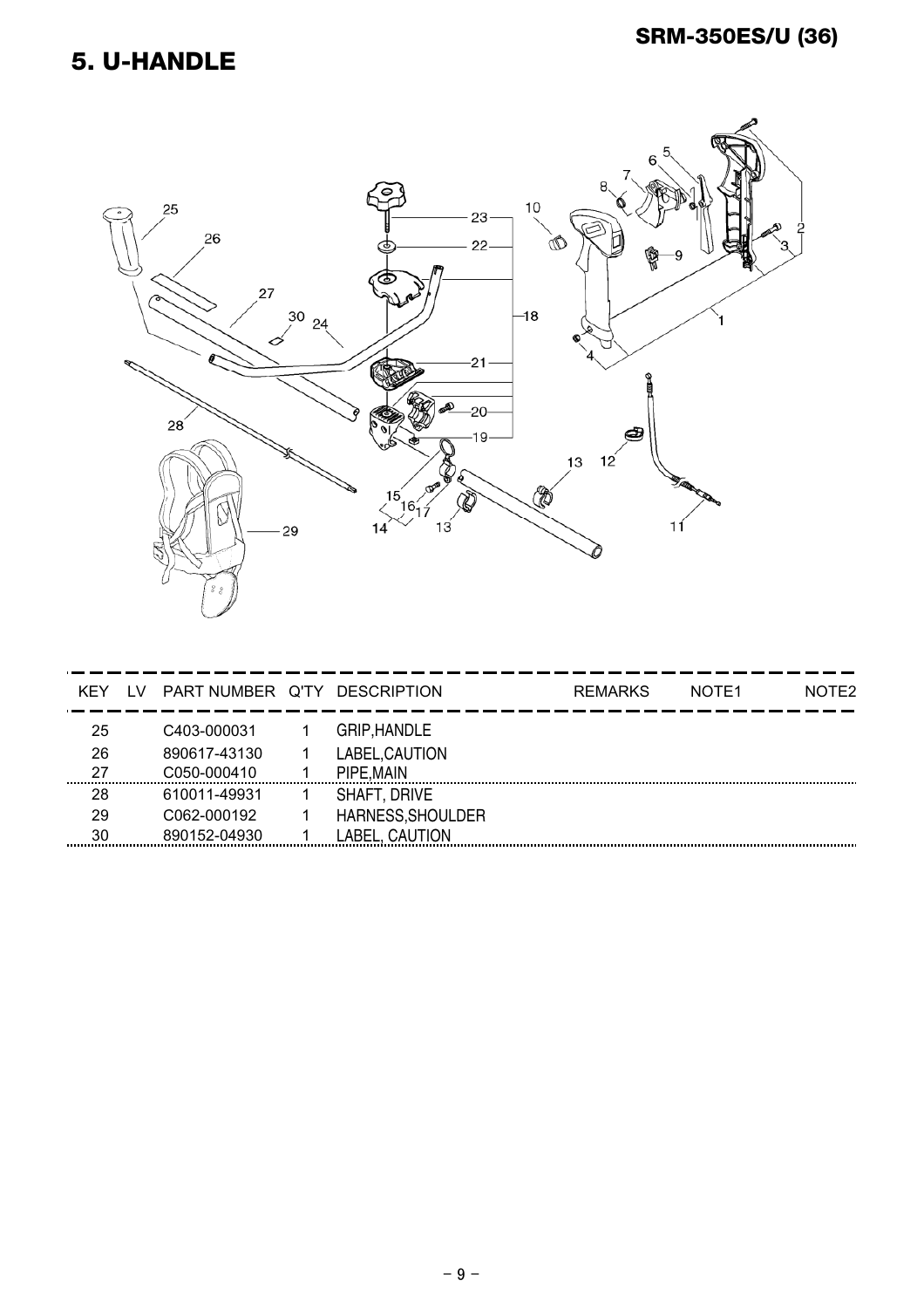# 5. U-HANDLE

| KEY | LV | PART NUMBER | Q'TY | DESCRIPTION | REMARKS | NOTE1 | NOTE2 |
|---|---|---|---|---|---|---|---|
| 25 | | C403-000031 | 1 | GRIP,HANDLE | | | |
| 26 | | 890617-43130 | 1 | LABEL,CAUTION | | | |
| 27 | | C050-000410 | 1 | PIPE,MAIN | | | |
| 28 | | 610011-49931 | 1 | SHAFT, DRIVE | | | |
| 29 | | C062-000192 | 1 | HARNESS,SHOULDER | | | |
| 30 | | 890152-04930 | 1 | LABEL, CAUTION | | | |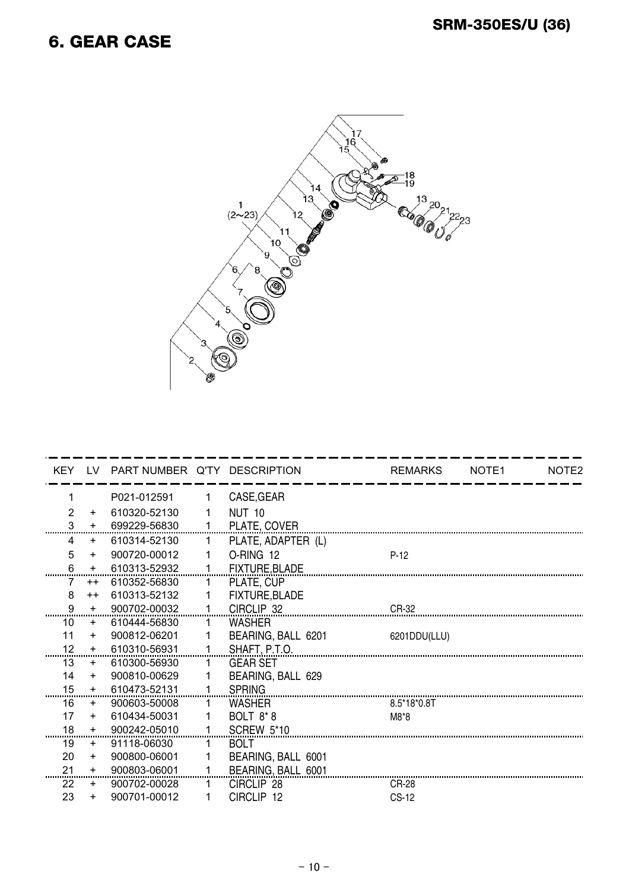# 6. GEAR CASE

| KEY | LV | PART NUMBER | Q'TY | DESCRIPTION | REMARKS | NOTE1 | NOTE2 |
|---|---|---|---|---|---|---|---|
| 1 | | P021-012591 | 1 | CASE,GEAR | | | |
| 2 | + | 610320-52130 | 1 | NUT 10 | | | |
| 3 | + | 699229-56830 | 1 | PLATE, COVER | | | |
| 4 | + | 610314-52130 | 1 | PLATE, ADAPTER (L) | | | |
| 5 | + | 900720-00012 | 1 | O-RING 12 | P-12 | | |
| 6 | + | 610313-52932 | 1 | FIXTURE,BLADE | | | |
| 7 | ++ | 610352-56830 | 1 | PLATE, CUP | | | |
| 8 | ++ | 610313-52132 | 1 | FIXTURE,BLADE | | | |
| 9 | + | 900702-00032 | 1 | CIRCLIP 32 | CR-32 | | |
| 10 | + | 610444-56830 | 1 | WASHER | | | |
| 11 | + | 900812-06201 | 1 | BEARING, BALL 6201 | 6201DDU(LLU) | | |
| 12 | + | 610310-56931 | 1 | SHAFT, P.T.O. | | | |
| 13 | + | 610300-56930 | 1 | GEAR SET | | | |
| 14 | + | 900810-00629 | 1 | BEARING, BALL 629 | | | |
| 15 | + | 610473-52131 | 1 | SPRING | | | |
| 16 | + | 900603-50008 | 1 | WASHER | 8.5*18*0.8T | | |
| 17 | + | 610434-50031 | 1 | BOLT 8*8 | M8*8 | | |
| 18 | + | 900242-05010 | 1 | SCREW 5*10 | | | |
| 19 | + | 91118-06030 | 1 | BOLT | | | |
| 20 | + | 900800-06001 | 1 | BEARING, BALL 6001 | | | |
| 21 | + | 900803-06001 | 1 | BEARING, BALL 6001 | | | |
| 22 | + | 900702-00028 | 1 | CIRCLIP 28 | CR-28 | | |
| 23 | + | 900701-00012 | 1 | CIRCLIP 12 | CS-12 | | |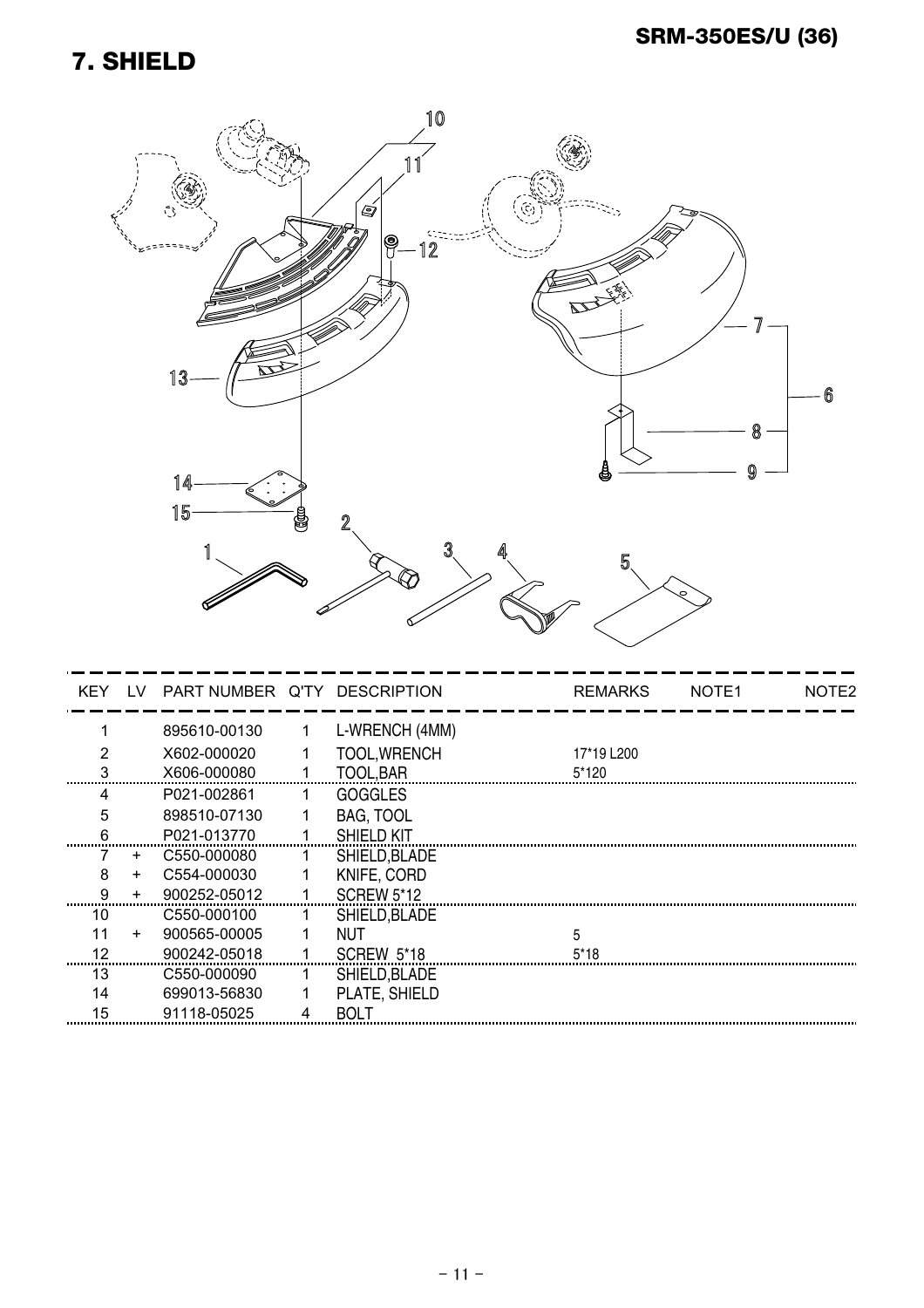## 7. SHIELD

| KEY | LV | PART NUMBER | Q'TY | DESCRIPTION | REMARKS | NOTE1 | NOTE2 |
|---|---|---|---|---|---|---|---|
| 1 | | 895610-00130 | 1 | L-WRENCH (4MM) | | | |
| 2 | | X602-000020 | 1 | TOOL,WRENCH | 17*19 L200 | | |
| 3 | | X606-000080 | 1 | TOOL,BAR | 5*120 | | |
| 4 | | P021-002861 | 1 | GOGGLES | | | |
| 5 | | 898510-07130 | 1 | BAG, TOOL | | | |
| 6 | | P021-013770 | 1 | SHIELD KIT | | | |
| 7 | + | C550-000080 | 1 | SHIELD,BLADE | | | |
| 8 | + | C554-000030 | 1 | KNIFE, CORD | | | |
| 9 | + | 900252-05012 | 1 | SCREW 5*12 | | | |
| 10 | | C550-000100 | 1 | SHIELD,BLADE | | | |
| 11 | + | 900565-00005 | 1 | NUT | 5 | | |
| 12 | | 900242-05018 | 1 | SCREW 5*18 | 5*18 | | |
| 13 | | C550-000090 | 1 | SHIELD,BLADE | | | |
| 14 | | 699013-56830 | 1 | PLATE, SHIELD | | | |
| 15 | | 91118-05025 | 4 | BOLT | | | |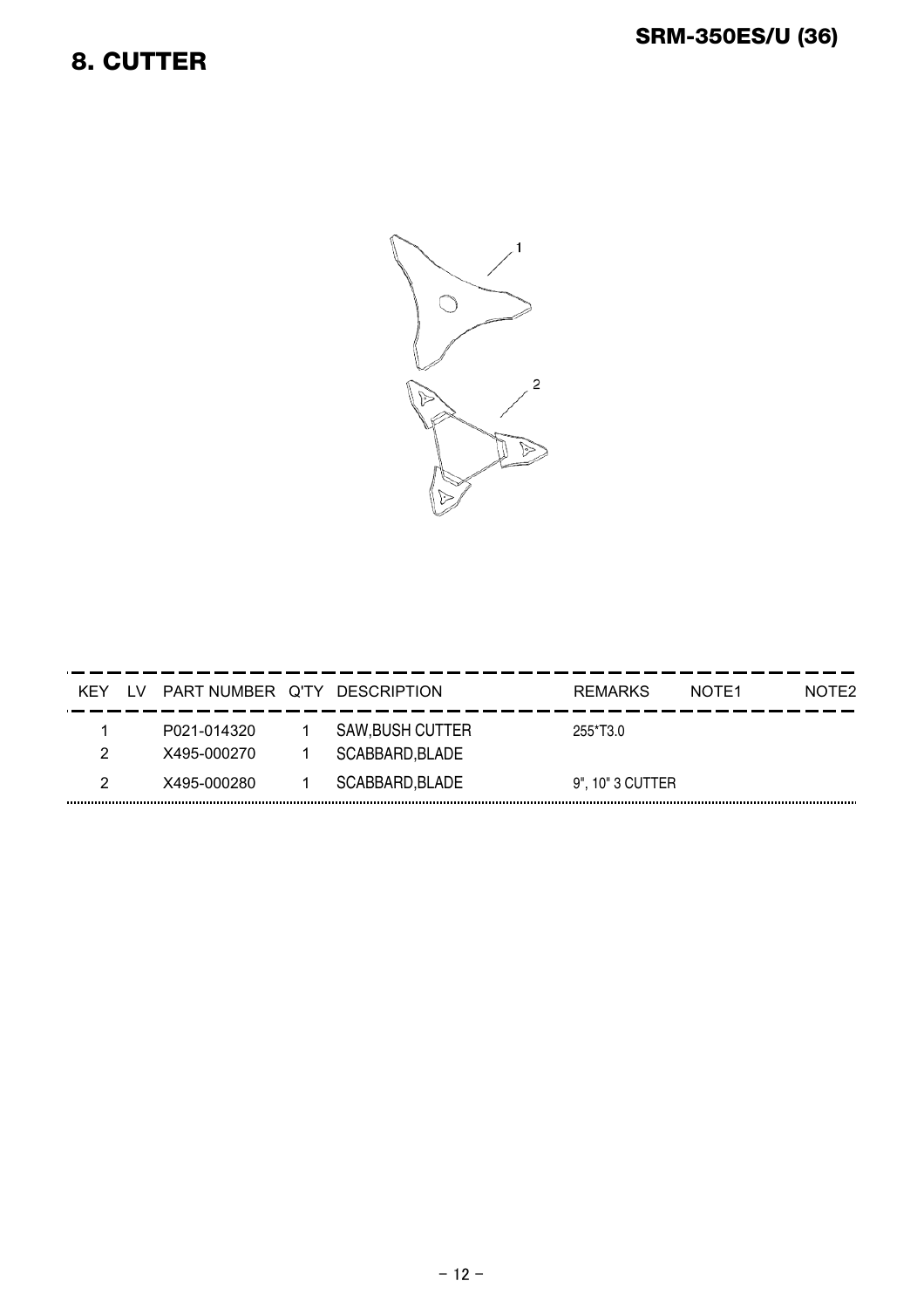## SRM-350ES/U (36)

# 8. CUTTER

| KEY | LV | PART NUMBER | Q'TY | DESCRIPTION | REMARKS | NOTE1 | NOTE2 |
|---|---|---|---|---|---|---|---|
| 1 | | P021-014320 | 1 | SAW,BUSH CUTTER | 255*T3.0 | | |
| 2 | | X495-000270 | 1 | SCABBARD,BLADE | | | |
| 2 | | X495-000280 | 1 | SCABBARD,BLADE | 9", 10" 3 CUTTER | | |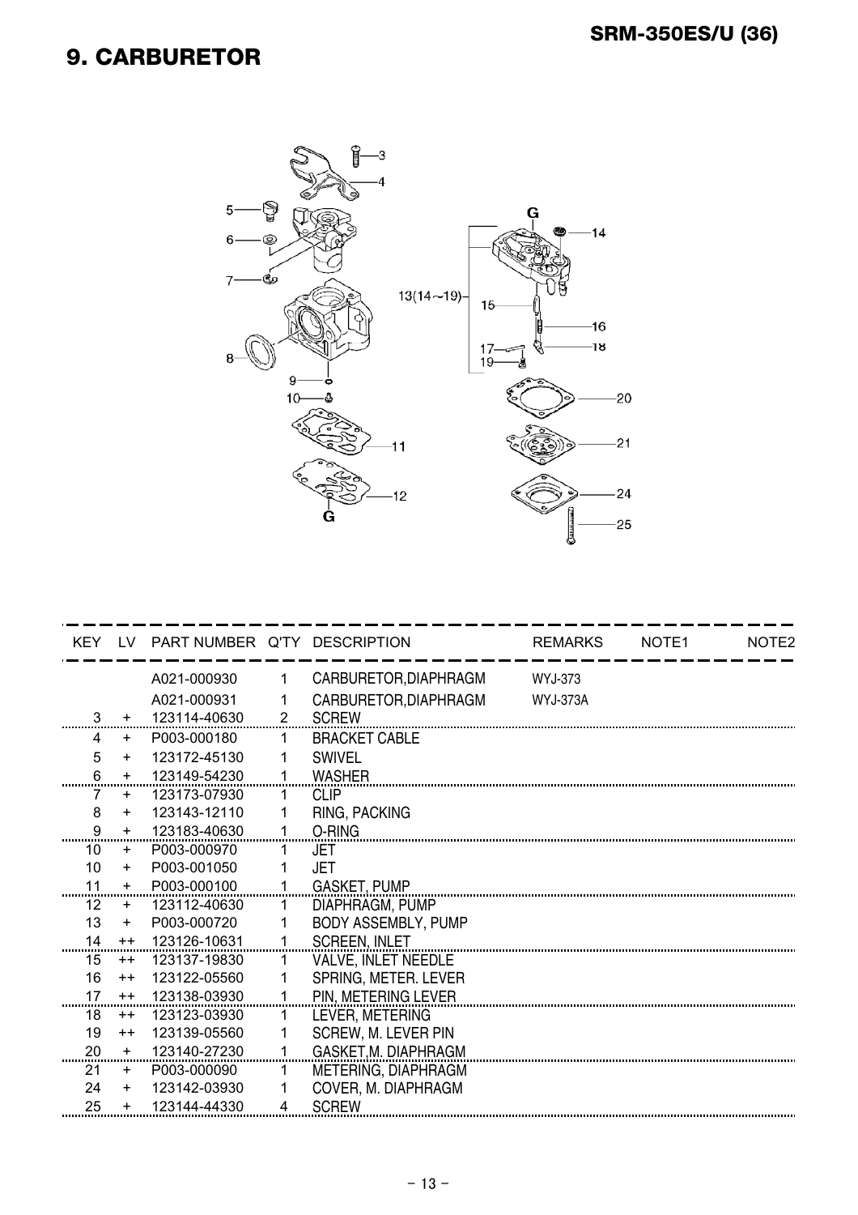# 9. CARBURETOR

| KEY | LV | PART NUMBER | Q'TY | DESCRIPTION | REMARKS | NOTE1 | NOTE2 |
|---|---|---|---|---|---|---|---|
| | | A021-000930 | 1 | CARBURETOR,DIAPHRAGM | WYJ-373 | | |
| | | A021-000931 | 1 | CARBURETOR,DIAPHRAGM | WYJ-373A | | |
| 3 | + | 123114-40630 | 2 | SCREW | | | |
| 4 | + | P003-000180 | 1 | BRACKET CABLE | | | |
| 5 | + | 123172-45130 | 1 | SWIVEL | | | |
| 6 | + | 123149-54230 | 1 | WASHER | | | |
| 7 | + | 123173-07930 | 1 | CLIP | | | |
| 8 | + | 123143-12110 | 1 | RING, PACKING | | | |
| 9 | + | 123183-40630 | 1 | O-RING | | | |
| 10 | + | P003-000970 | 1 | JET | | | |
| 10 | + | P003-001050 | 1 | JET | | | |
| 11 | + | P003-000100 | 1 | GASKET, PUMP | | | |
| 12 | + | 123112-40630 | 1 | DIAPHRAGM, PUMP | | | |
| 13 | + | P003-000720 | 1 | BODY ASSEMBLY, PUMP | | | |
| 14 | ++ | 123126-10631 | 1 | SCREEN, INLET | | | |
| 15 | ++ | 123137-19830 | 1 | VALVE, INLET NEEDLE | | | |
| 16 | ++ | 123122-05560 | 1 | SPRING, METER. LEVER | | | |
| 17 | ++ | 123138-03930 | 1 | PIN, METERING LEVER | | | |
| 18 | ++ | 123123-03930 | 1 | LEVER, METERING | | | |
| 19 | ++ | 123139-05560 | 1 | SCREW, M. LEVER PIN | | | |
| 20 | + | 123140-27230 | 1 | GASKET,M. DIAPHRAGM | | | |
| 21 | + | P003-000090 | 1 | METERING, DIAPHRAGM | | | |
| 24 | + | 123142-03930 | 1 | COVER, M. DIAPHRAGM | | | |
| 25 | + | 123144-44330 | 4 | SCREW | | | |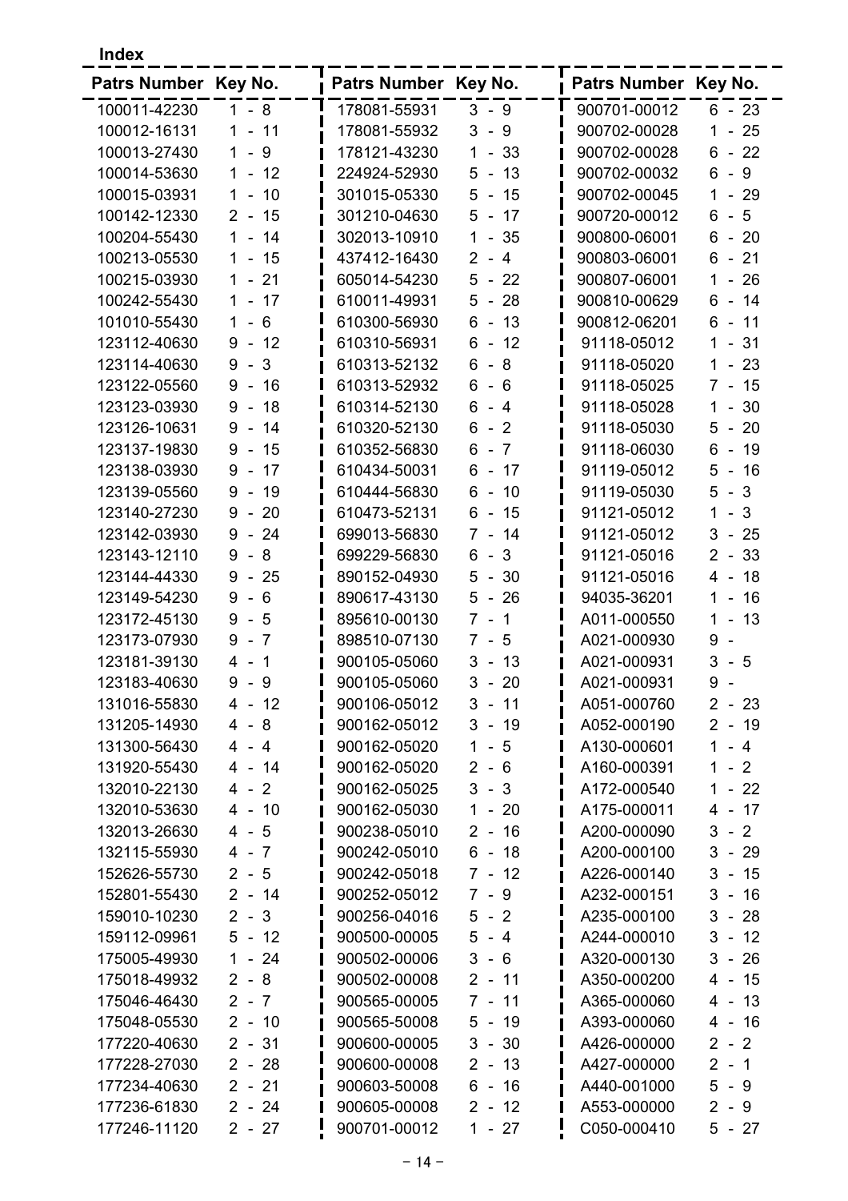**Index**

| Patrs Number | Key No. | Patrs Number | Key No. | Patrs Number | Key No. |
|---|---|---|---|---|---|
| 100011-42230 | 1 - 8 | 178081-55931 | 3 - 9 | 900701-00012 | 6 - 23 |
| 100012-16131 | 1 - 11 | 178081-55932 | 3 - 9 | 900702-00028 | 1 - 25 |
| 100013-27430 | 1 - 9 | 178121-43230 | 1 - 33 | 900702-00028 | 6 - 22 |
| 100014-53630 | 1 - 12 | 224924-52930 | 5 - 13 | 900702-00032 | 6 - 9 |
| 100015-03931 | 1 - 10 | 301015-05330 | 5 - 15 | 900702-00045 | 1 - 29 |
| 100142-12330 | 2 - 15 | 301210-04630 | 5 - 17 | 900720-00012 | 6 - 5 |
| 100204-55430 | 1 - 14 | 302013-10910 | 1 - 35 | 900800-06001 | 6 - 20 |
| 100213-05530 | 1 - 15 | 437412-16430 | 2 - 4 | 900803-06001 | 6 - 21 |
| 100215-03930 | 1 - 21 | 605014-54230 | 5 - 22 | 900807-06001 | 1 - 26 |
| 100242-55430 | 1 - 17 | 610011-49931 | 5 - 28 | 900810-00629 | 6 - 14 |
| 101010-55430 | 1 - 6 | 610300-56930 | 6 - 13 | 900812-06201 | 6 - 11 |
| 123112-40630 | 9 - 12 | 610310-56931 | 6 - 12 | 91118-05012 | 1 - 31 |
| 123114-40630 | 9 - 3 | 610313-52132 | 6 - 8 | 91118-05020 | 1 - 23 |
| 123122-05560 | 9 - 16 | 610313-52932 | 6 - 6 | 91118-05025 | 7 - 15 |
| 123123-03930 | 9 - 18 | 610314-52130 | 6 - 4 | 91118-05028 | 1 - 30 |
| 123126-10631 | 9 - 14 | 610320-52130 | 6 - 2 | 91118-05030 | 5 - 20 |
| 123137-19830 | 9 - 15 | 610352-56830 | 6 - 7 | 91118-06030 | 6 - 19 |
| 123138-03930 | 9 - 17 | 610434-50031 | 6 - 17 | 91119-05012 | 5 - 16 |
| 123139-05560 | 9 - 19 | 610444-56830 | 6 - 10 | 91119-05030 | 5 - 3 |
| 123140-27230 | 9 - 20 | 610473-52131 | 6 - 15 | 91121-05012 | 1 - 3 |
| 123142-03930 | 9 - 24 | 699013-56830 | 7 - 14 | 91121-05012 | 3 - 25 |
| 123143-12110 | 9 - 8 | 699229-56830 | 6 - 3 | 91121-05016 | 2 - 33 |
| 123144-44330 | 9 - 25 | 890152-04930 | 5 - 30 | 91121-05016 | 4 - 18 |
| 123149-54230 | 9 - 6 | 890617-43130 | 5 - 26 | 94035-36201 | 1 - 16 |
| 123172-45130 | 9 - 5 | 895610-00130 | 7 - 1 | A011-000550 | 1 - 13 |
| 123173-07930 | 9 - 7 | 898510-07130 | 7 - 5 | A021-000930 | 9 - |
| 123181-39130 | 4 - 1 | 900105-05060 | 3 - 13 | A021-000931 | 3 - 5 |
| 123183-40630 | 9 - 9 | 900105-05060 | 3 - 20 | A021-000931 | 9 - |
| 131016-55830 | 4 - 12 | 900106-05012 | 3 - 11 | A051-000760 | 2 - 23 |
| 131205-14930 | 4 - 8 | 900162-05012 | 3 - 19 | A052-000190 | 2 - 19 |
| 131300-56430 | 4 - 4 | 900162-05020 | 1 - 5 | A130-000601 | 1 - 4 |
| 131920-55430 | 4 - 14 | 900162-05020 | 2 - 6 | A160-000391 | 1 - 2 |
| 132010-22130 | 4 - 2 | 900162-05025 | 3 - 3 | A172-000540 | 1 - 22 |
| 132010-53630 | 4 - 10 | 900162-05030 | 1 - 20 | A175-000011 | 4 - 17 |
| 132013-26630 | 4 - 5 | 900238-05010 | 2 - 16 | A200-000090 | 3 - 2 |
| 132115-55930 | 4 - 7 | 900242-05010 | 6 - 18 | A200-000100 | 3 - 29 |
| 152626-55730 | 2 - 5 | 900242-05018 | 7 - 12 | A226-000140 | 3 - 15 |
| 152801-55430 | 2 - 14 | 900252-05012 | 7 - 9 | A232-000151 | 3 - 16 |
| 159010-10230 | 2 - 3 | 900256-04016 | 5 - 2 | A235-000100 | 3 - 28 |
| 159112-09961 | 5 - 12 | 900500-00005 | 5 - 4 | A244-000010 | 3 - 12 |
| 175005-49930 | 1 - 24 | 900502-00006 | 3 - 6 | A320-000130 | 3 - 26 |
| 175018-49932 | 2 - 8 | 900502-00008 | 2 - 11 | A350-000200 | 4 - 15 |
| 175046-46430 | 2 - 7 | 900565-00005 | 7 - 11 | A365-000060 | 4 - 13 |
| 175048-05530 | 2 - 10 | 900565-50008 | 5 - 19 | A393-000060 | 4 - 16 |
| 177220-40630 | 2 - 31 | 900600-00005 | 3 - 30 | A426-000000 | 2 - 2 |
| 177228-27030 | 2 - 28 | 900600-00008 | 2 - 13 | A427-000000 | 2 - 1 |
| 177234-40630 | 2 - 21 | 900603-50008 | 6 - 16 | A440-001000 | 5 - 9 |
| 177236-61830 | 2 - 24 | 900605-00008 | 2 - 12 | A553-000000 | 2 - 9 |
| 177246-11120 | 2 - 27 | 900701-00012 | 1 - 27 | C050-000410 | 5 - 27 |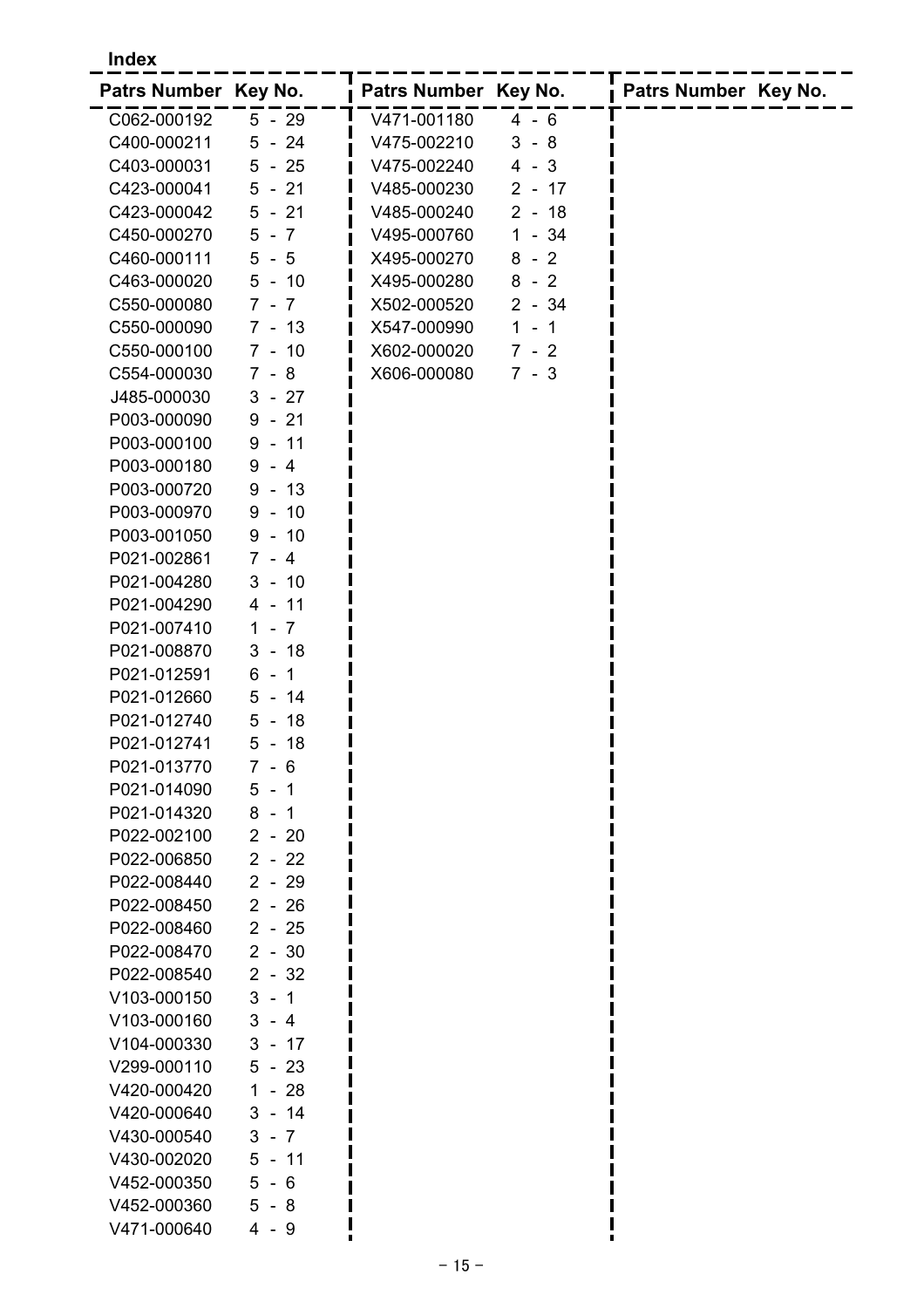## Index

| Patrs Number | Key No. | Patrs Number | Key No. | Patrs Number | Key No. |
|---|---|---|---|---|---|
| C062-000192 | 5 - 29 | V471-001180 | 4 - 6 | | |
| C400-000211 | 5 - 24 | V475-002210 | 3 - 8 | | |
| C403-000031 | 5 - 25 | V475-002240 | 4 - 3 | | |
| C423-000041 | 5 - 21 | V485-000230 | 2 - 17 | | |
| C423-000042 | 5 - 21 | V485-000240 | 2 - 18 | | |
| C450-000270 | 5 - 7 | V495-000760 | 1 - 34 | | |
| C460-000111 | 5 - 5 | X495-000270 | 8 - 2 | | |
| C463-000020 | 5 - 10 | X495-000280 | 8 - 2 | | |
| C550-000080 | 7 - 7 | X502-000520 | 2 - 34 | | |
| C550-000090 | 7 - 13 | X547-000990 | 1 - 1 | | |
| C550-000100 | 7 - 10 | X602-000020 | 7 - 2 | | |
| C554-000030 | 7 - 8 | X606-000080 | 7 - 3 | | |
| J485-000030 | 3 - 27 | | | | |
| P003-000090 | 9 - 21 | | | | |
| P003-000100 | 9 - 11 | | | | |
| P003-000180 | 9 - 4 | | | | |
| P003-000720 | 9 - 13 | | | | |
| P003-000970 | 9 - 10 | | | | |
| P003-001050 | 9 - 10 | | | | |
| P021-002861 | 7 - 4 | | | | |
| P021-004280 | 3 - 10 | | | | |
| P021-004290 | 4 - 11 | | | | |
| P021-007410 | 1 - 7 | | | | |
| P021-008870 | 3 - 18 | | | | |
| P021-012591 | 6 - 1 | | | | |
| P021-012660 | 5 - 14 | | | | |
| P021-012740 | 5 - 18 | | | | |
| P021-012741 | 5 - 18 | | | | |
| P021-013770 | 7 - 6 | | | | |
| P021-014090 | 5 - 1 | | | | |
| P021-014320 | 8 - 1 | | | | |
| P022-002100 | 2 - 20 | | | | |
| P022-006850 | 2 - 22 | | | | |
| P022-008440 | 2 - 29 | | | | |
| P022-008450 | 2 - 26 | | | | |
| P022-008460 | 2 - 25 | | | | |
| P022-008470 | 2 - 30 | | | | |
| P022-008540 | 2 - 32 | | | | |
| V103-000150 | 3 - 1 | | | | |
| V103-000160 | 3 - 4 | | | | |
| V104-000330 | 3 - 17 | | | | |
| V299-000110 | 5 - 23 | | | | |
| V420-000420 | 1 - 28 | | | | |
| V420-000640 | 3 - 14 | | | | |
| V430-000540 | 3 - 7 | | | | |
| V430-002020 | 5 - 11 | | | | |
| V452-000350 | 5 - 6 | | | | |
| V452-000360 | 5 - 8 | | | | |
| V471-000640 | 4 - 9 | | | | |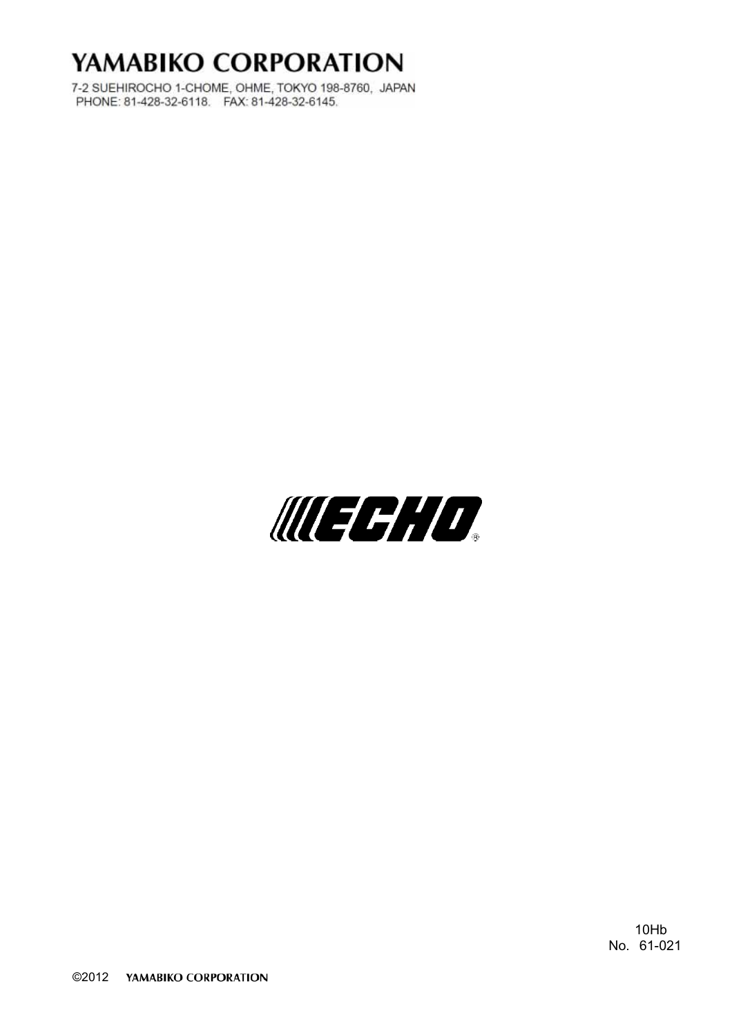# YAMABIKO CORPORATION

7-2 SUEHIROCHO 1-CHOME, OHME, TOKYO 198-8760, JAPAN
PHONE: 81-428-32-6118. FAX: 81-428-32-6145.

ECHO®

10Hb
No. 61-021

©2012 YAMABIKO CORPORATION